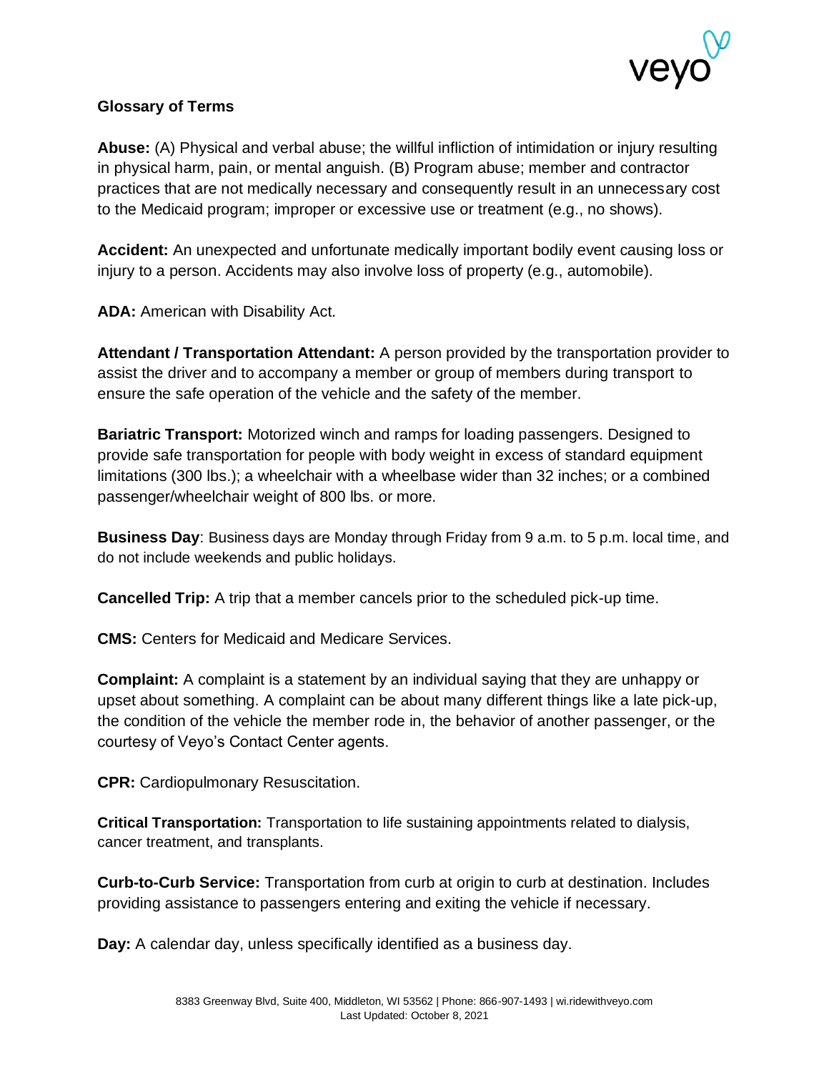**Glossary of Terms**

**Abuse:** (A) Physical and verbal abuse; the willful infliction of intimidation or injury resulting in physical harm, pain, or mental anguish. (B) Program abuse; member and contractor practices that are not medically necessary and consequently result in an unnecessary cost to the Medicaid program; improper or excessive use or treatment (e.g., no shows).

**Accident:** An unexpected and unfortunate medically important bodily event causing loss or injury to a person. Accidents may also involve loss of property (e.g., automobile).

**ADA:** American with Disability Act.

**Attendant / Transportation Attendant:** A person provided by the transportation provider to assist the driver and to accompany a member or group of members during transport to ensure the safe operation of the vehicle and the safety of the member.

**Bariatric Transport:** Motorized winch and ramps for loading passengers. Designed to provide safe transportation for people with body weight in excess of standard equipment limitations (300 lbs.); a wheelchair with a wheelbase wider than 32 inches; or a combined passenger/wheelchair weight of 800 lbs. or more.

**Business Day**: Business days are Monday through Friday from 9 a.m. to 5 p.m. local time, and do not include weekends and public holidays.

**Cancelled Trip:** A trip that a member cancels prior to the scheduled pick-up time.

**CMS:** Centers for Medicaid and Medicare Services.

**Complaint:** A complaint is a statement by an individual saying that they are unhappy or upset about something. A complaint can be about many different things like a late pick-up, the condition of the vehicle the member rode in, the behavior of another passenger, or the courtesy of Veyo's Contact Center agents.

**CPR:** Cardiopulmonary Resuscitation.

**Critical Transportation:** Transportation to life sustaining appointments related to dialysis, cancer treatment, and transplants.

**Curb-to-Curb Service:** Transportation from curb at origin to curb at destination. Includes providing assistance to passengers entering and exiting the vehicle if necessary.

**Day:** A calendar day, unless specifically identified as a business day.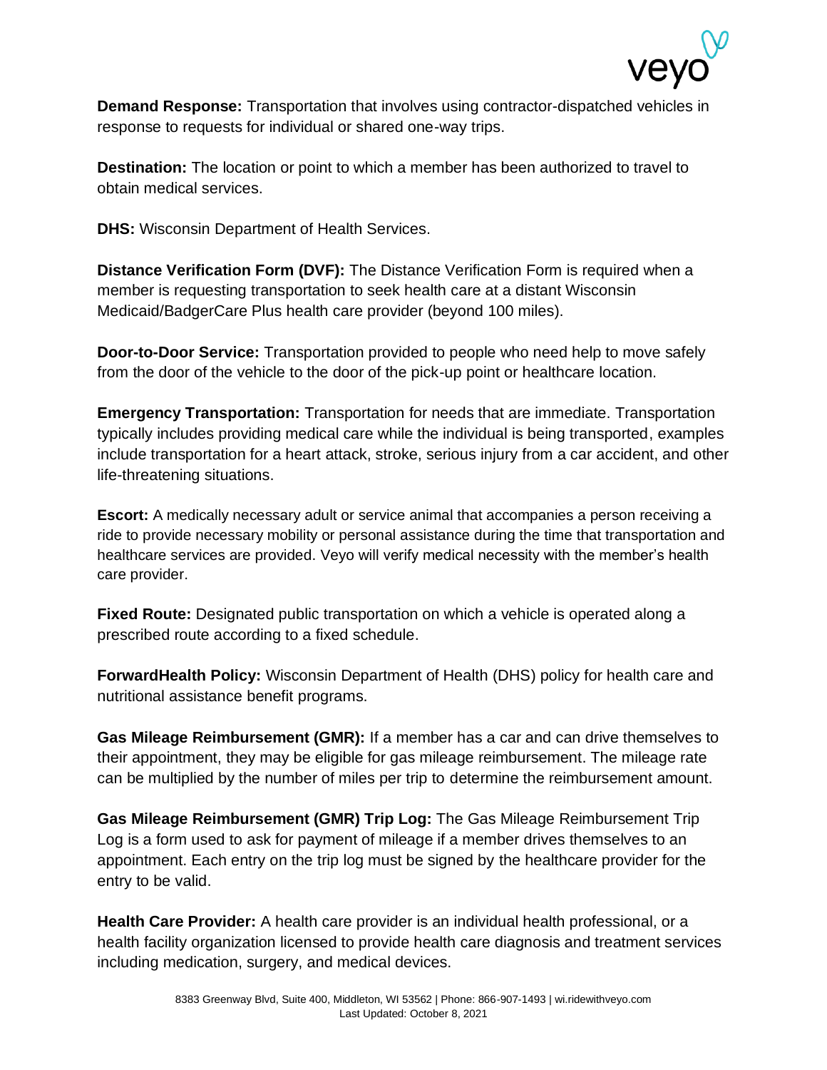**Demand Response:** Transportation that involves using contractor-dispatched vehicles in response to requests for individual or shared one-way trips.

**Destination:** The location or point to which a member has been authorized to travel to obtain medical services.

**DHS:** Wisconsin Department of Health Services.

**Distance Verification Form (DVF):** The Distance Verification Form is required when a member is requesting transportation to seek health care at a distant Wisconsin Medicaid/BadgerCare Plus health care provider (beyond 100 miles).

**Door-to-Door Service:** Transportation provided to people who need help to move safely from the door of the vehicle to the door of the pick-up point or healthcare location.

**Emergency Transportation:** Transportation for needs that are immediate. Transportation typically includes providing medical care while the individual is being transported, examples include transportation for a heart attack, stroke, serious injury from a car accident, and other life-threatening situations.

**Escort:** A medically necessary adult or service animal that accompanies a person receiving a ride to provide necessary mobility or personal assistance during the time that transportation and healthcare services are provided. Veyo will verify medical necessity with the member's health care provider.

**Fixed Route:** Designated public transportation on which a vehicle is operated along a prescribed route according to a fixed schedule.

**ForwardHealth Policy:** Wisconsin Department of Health (DHS) policy for health care and nutritional assistance benefit programs.

**Gas Mileage Reimbursement (GMR):** If a member has a car and can drive themselves to their appointment, they may be eligible for gas mileage reimbursement. The mileage rate can be multiplied by the number of miles per trip to determine the reimbursement amount.

**Gas Mileage Reimbursement (GMR) Trip Log:** The Gas Mileage Reimbursement Trip Log is a form used to ask for payment of mileage if a member drives themselves to an appointment. Each entry on the trip log must be signed by the healthcare provider for the entry to be valid.

**Health Care Provider:** A health care provider is an individual health professional, or a health facility organization licensed to provide health care diagnosis and treatment services including medication, surgery, and medical devices.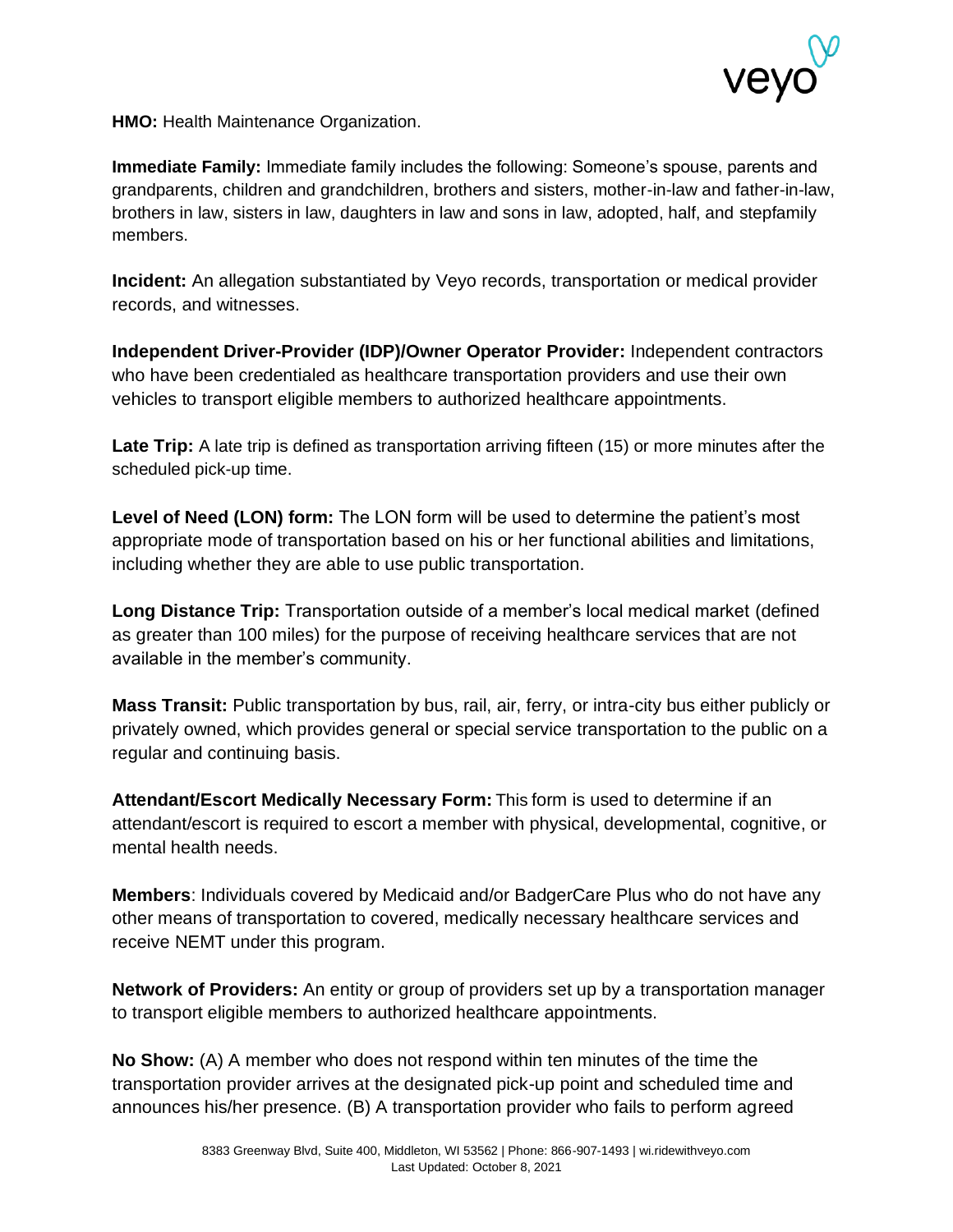**HMO:** Health Maintenance Organization.

**Immediate Family:** Immediate family includes the following: Someone's spouse, parents and grandparents, children and grandchildren, brothers and sisters, mother-in-law and father-in-law, brothers in law, sisters in law, daughters in law and sons in law, adopted, half, and stepfamily members.

**Incident:** An allegation substantiated by Veyo records, transportation or medical provider records, and witnesses.

**Independent Driver-Provider (IDP)/Owner Operator Provider:** Independent contractors who have been credentialed as healthcare transportation providers and use their own vehicles to transport eligible members to authorized healthcare appointments.

**Late Trip:** A late trip is defined as transportation arriving fifteen (15) or more minutes after the scheduled pick-up time.

**Level of Need (LON) form:** The LON form will be used to determine the patient's most appropriate mode of transportation based on his or her functional abilities and limitations, including whether they are able to use public transportation.

**Long Distance Trip:** Transportation outside of a member's local medical market (defined as greater than 100 miles) for the purpose of receiving healthcare services that are not available in the member's community.

**Mass Transit:** Public transportation by bus, rail, air, ferry, or intra-city bus either publicly or privately owned, which provides general or special service transportation to the public on a regular and continuing basis.

**Attendant/Escort Medically Necessary Form:** This form is used to determine if an attendant/escort is required to escort a member with physical, developmental, cognitive, or mental health needs.

**Members**: Individuals covered by Medicaid and/or BadgerCare Plus who do not have any other means of transportation to covered, medically necessary healthcare services and receive NEMT under this program.

**Network of Providers:** An entity or group of providers set up by a transportation manager to transport eligible members to authorized healthcare appointments.

**No Show:** (A) A member who does not respond within ten minutes of the time the transportation provider arrives at the designated pick-up point and scheduled time and announces his/her presence. (B) A transportation provider who fails to perform agreed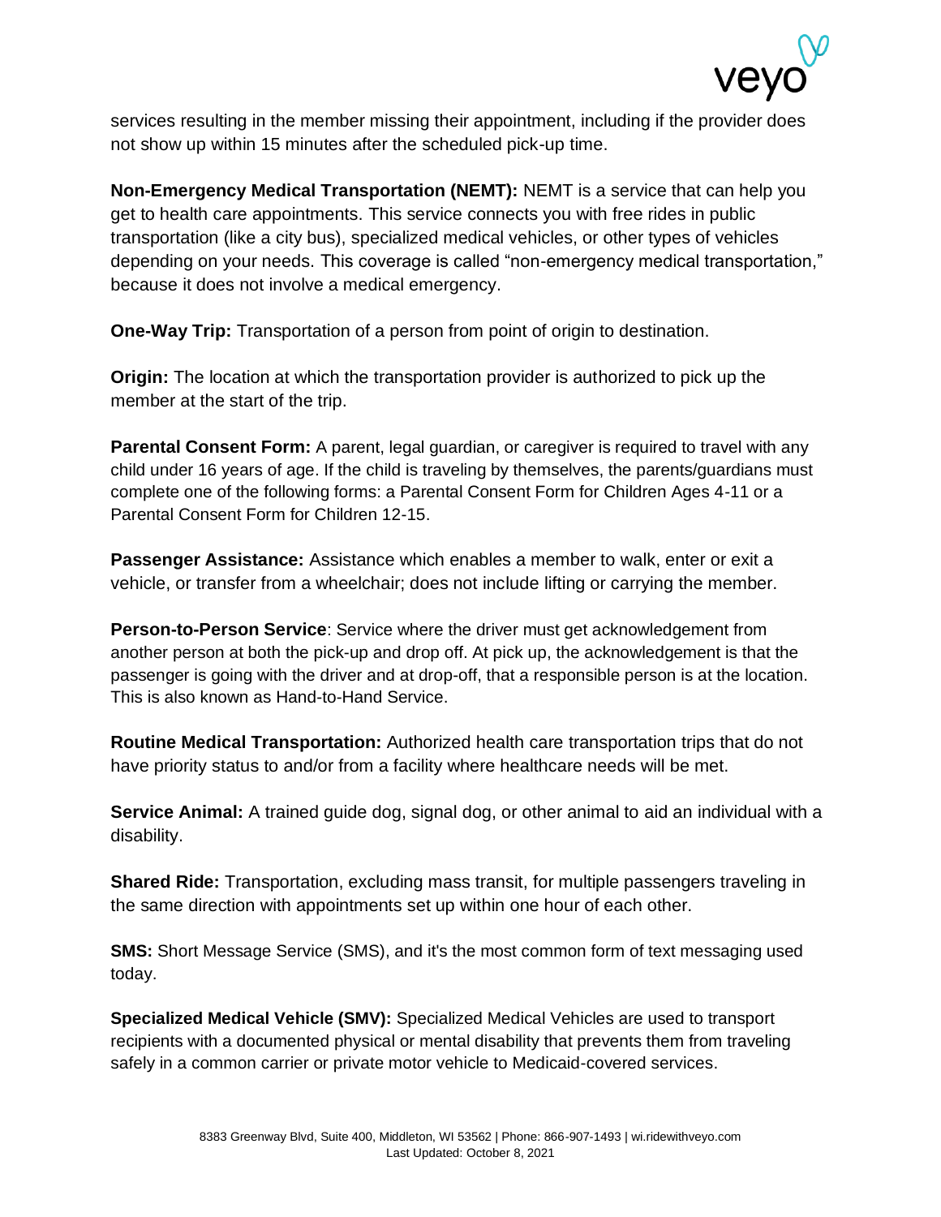services resulting in the member missing their appointment, including if the provider does not show up within 15 minutes after the scheduled pick-up time.

**Non-Emergency Medical Transportation (NEMT):** NEMT is a service that can help you get to health care appointments. This service connects you with free rides in public transportation (like a city bus), specialized medical vehicles, or other types of vehicles depending on your needs. This coverage is called "non-emergency medical transportation," because it does not involve a medical emergency.

**One-Way Trip:** Transportation of a person from point of origin to destination.

**Origin:** The location at which the transportation provider is authorized to pick up the member at the start of the trip.

**Parental Consent Form:** A parent, legal guardian, or caregiver is required to travel with any child under 16 years of age. If the child is traveling by themselves, the parents/guardians must complete one of the following forms: a Parental Consent Form for Children Ages 4-11 or a Parental Consent Form for Children 12-15.

**Passenger Assistance:** Assistance which enables a member to walk, enter or exit a vehicle, or transfer from a wheelchair; does not include lifting or carrying the member.

**Person-to-Person Service**: Service where the driver must get acknowledgement from another person at both the pick-up and drop off. At pick up, the acknowledgement is that the passenger is going with the driver and at drop-off, that a responsible person is at the location. This is also known as Hand-to-Hand Service.

**Routine Medical Transportation:** Authorized health care transportation trips that do not have priority status to and/or from a facility where healthcare needs will be met.

**Service Animal:** A trained guide dog, signal dog, or other animal to aid an individual with a disability.

**Shared Ride:** Transportation, excluding mass transit, for multiple passengers traveling in the same direction with appointments set up within one hour of each other.

**SMS:** Short Message Service (SMS), and it's the most common form of text messaging used today.

**Specialized Medical Vehicle (SMV):** Specialized Medical Vehicles are used to transport recipients with a documented physical or mental disability that prevents them from traveling safely in a common carrier or private motor vehicle to Medicaid-covered services.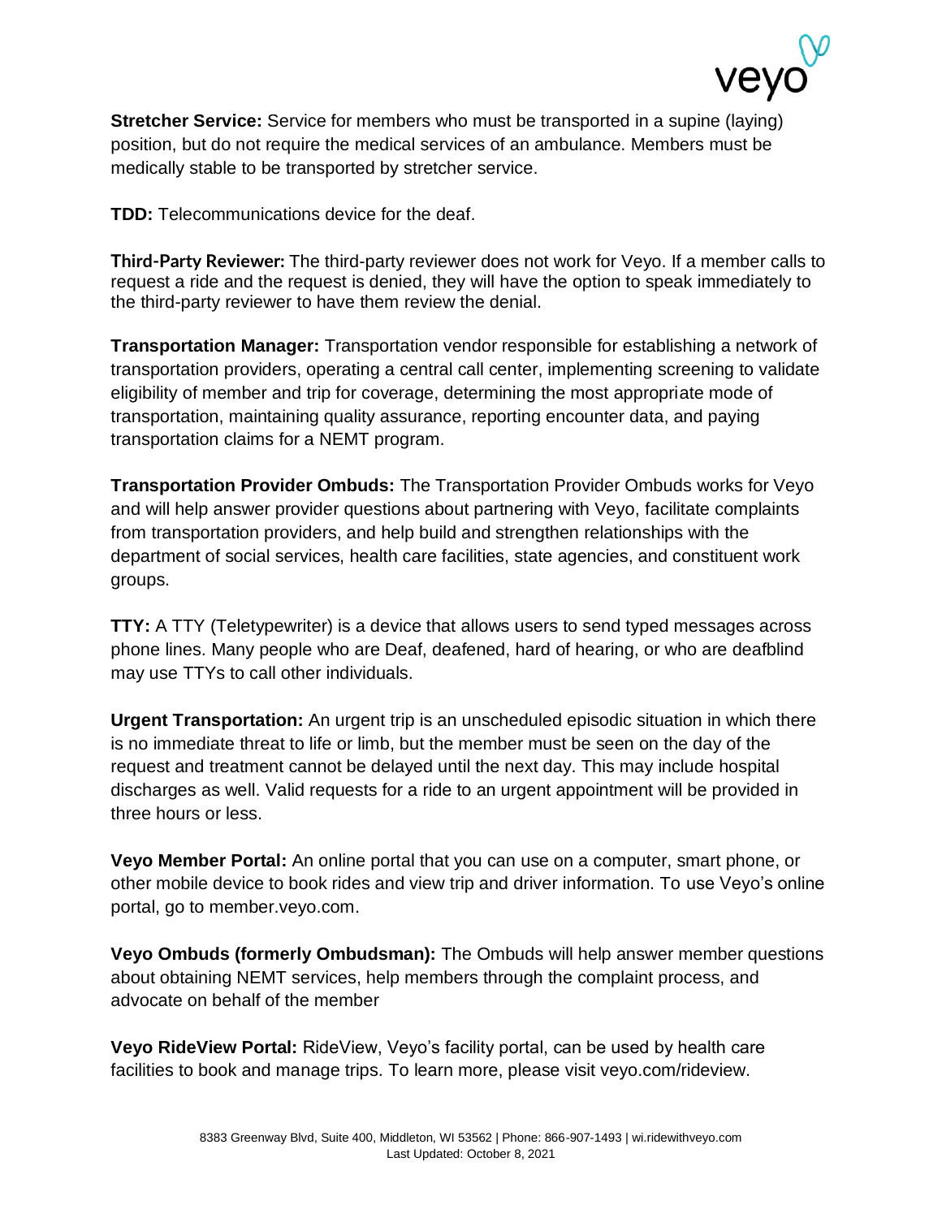**Stretcher Service:** Service for members who must be transported in a supine (laying) position, but do not require the medical services of an ambulance. Members must be medically stable to be transported by stretcher service.

**TDD:** Telecommunications device for the deaf.

**Third-Party Reviewer:** The third-party reviewer does not work for Veyo. If a member calls to request a ride and the request is denied, they will have the option to speak immediately to the third-party reviewer to have them review the denial.

**Transportation Manager:** Transportation vendor responsible for establishing a network of transportation providers, operating a central call center, implementing screening to validate eligibility of member and trip for coverage, determining the most appropriate mode of transportation, maintaining quality assurance, reporting encounter data, and paying transportation claims for a NEMT program.

**Transportation Provider Ombuds:** The Transportation Provider Ombuds works for Veyo and will help answer provider questions about partnering with Veyo, facilitate complaints from transportation providers, and help build and strengthen relationships with the department of social services, health care facilities, state agencies, and constituent work groups.

**TTY:** A TTY (Teletypewriter) is a device that allows users to send typed messages across phone lines. Many people who are Deaf, deafened, hard of hearing, or who are deafblind may use TTYs to call other individuals.

**Urgent Transportation:** An urgent trip is an unscheduled episodic situation in which there is no immediate threat to life or limb, but the member must be seen on the day of the request and treatment cannot be delayed until the next day. This may include hospital discharges as well. Valid requests for a ride to an urgent appointment will be provided in three hours or less.

**Veyo Member Portal:** An online portal that you can use on a computer, smart phone, or other mobile device to book rides and view trip and driver information. To use Veyo's online portal, go to member.veyo.com.

**Veyo Ombuds (formerly Ombudsman):** The Ombuds will help answer member questions about obtaining NEMT services, help members through the complaint process, and advocate on behalf of the member

**Veyo RideView Portal:** RideView, Veyo's facility portal, can be used by health care facilities to book and manage trips. To learn more, please visit veyo.com/rideview.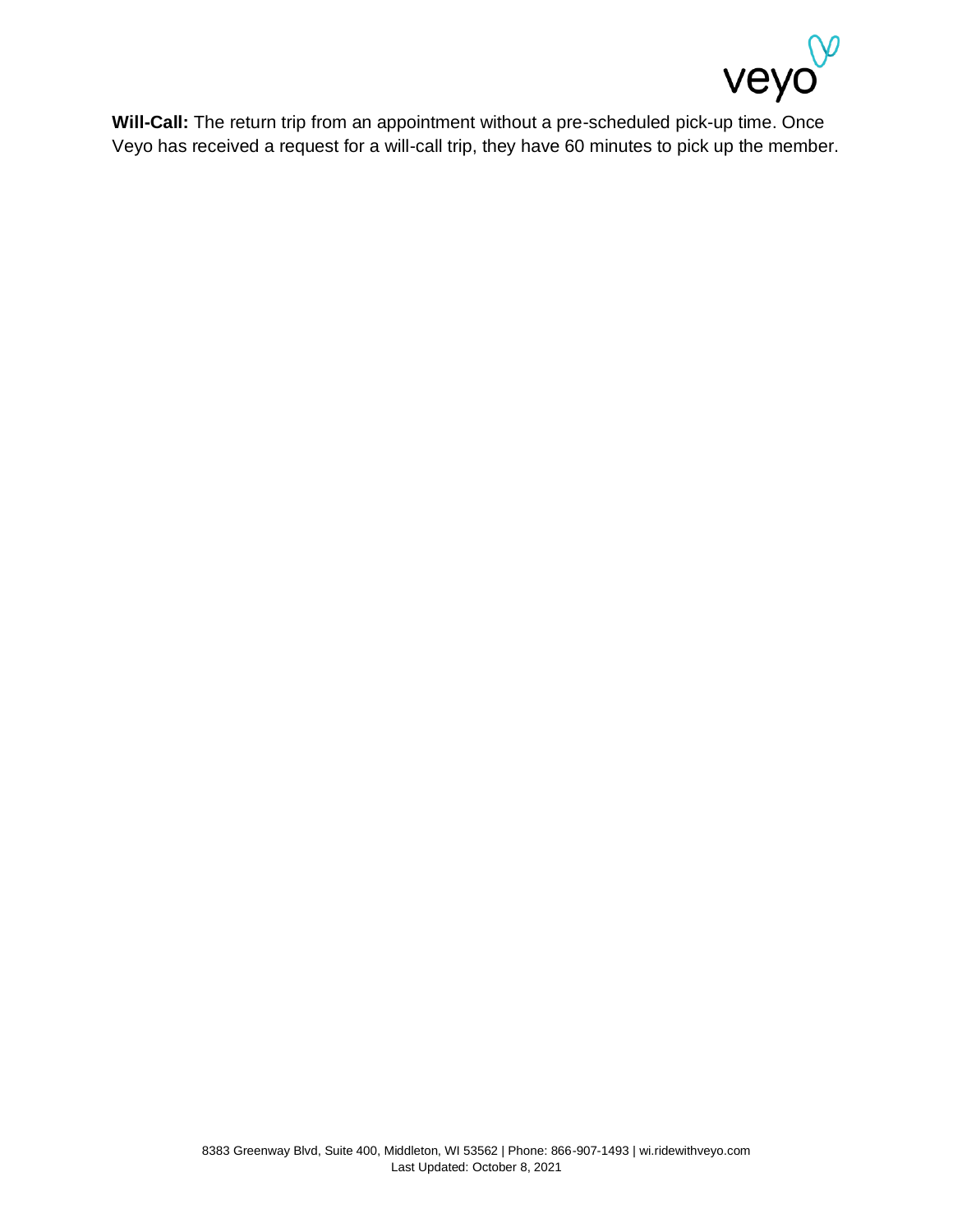**Will-Call:** The return trip from an appointment without a pre-scheduled pick-up time. Once Veyo has received a request for a will-call trip, they have 60 minutes to pick up the member.